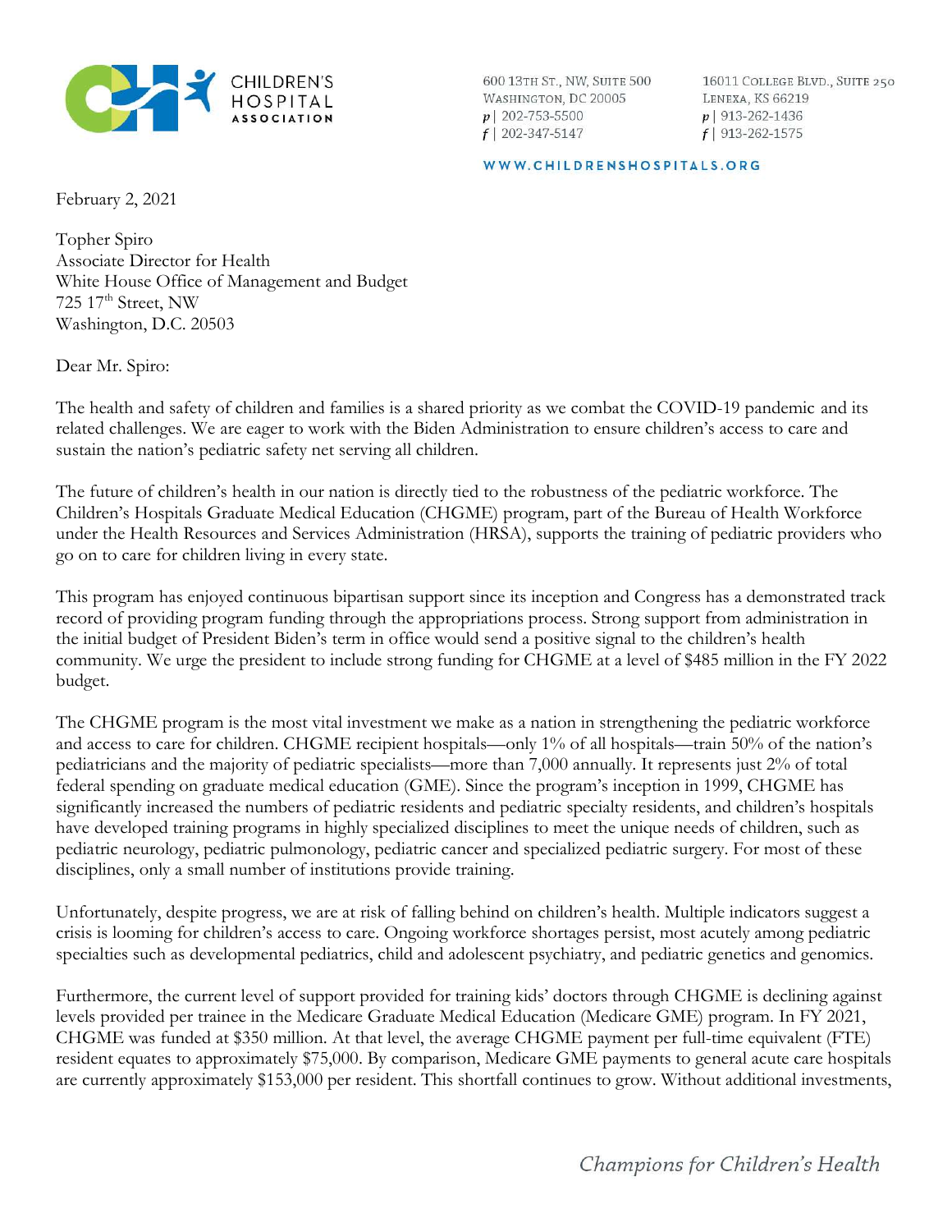CHILDREN'S HOSPITAL ASSOCIATION

600 13TH ST., NW, SUITE 500
WASHINGTON, DC 20005
p | 202-753-5500
f | 202-347-5147

16011 COLLEGE BLVD., SUITE 250
LENEXA, KS 66219
p | 913-262-1436
f | 913-262-1575

WWW.CHILDRENSHOSPITALS.ORG

February 2, 2021

Topher Spiro
Associate Director for Health
White House Office of Management and Budget
725 17th Street, NW
Washington, D.C. 20503

Dear Mr. Spiro:

The health and safety of children and families is a shared priority as we combat the COVID-19 pandemic and its related challenges. We are eager to work with the Biden Administration to ensure children's access to care and sustain the nation's pediatric safety net serving all children.

The future of children's health in our nation is directly tied to the robustness of the pediatric workforce. The Children's Hospitals Graduate Medical Education (CHGME) program, part of the Bureau of Health Workforce under the Health Resources and Services Administration (HRSA), supports the training of pediatric providers who go on to care for children living in every state.

This program has enjoyed continuous bipartisan support since its inception and Congress has a demonstrated track record of providing program funding through the appropriations process. Strong support from administration in the initial budget of President Biden's term in office would send a positive signal to the children's health community. We urge the president to include strong funding for CHGME at a level of $485 million in the FY 2022 budget.

The CHGME program is the most vital investment we make as a nation in strengthening the pediatric workforce and access to care for children. CHGME recipient hospitals—only 1% of all hospitals—train 50% of the nation's pediatricians and the majority of pediatric specialists—more than 7,000 annually. It represents just 2% of total federal spending on graduate medical education (GME). Since the program's inception in 1999, CHGME has significantly increased the numbers of pediatric residents and pediatric specialty residents, and children's hospitals have developed training programs in highly specialized disciplines to meet the unique needs of children, such as pediatric neurology, pediatric pulmonology, pediatric cancer and specialized pediatric surgery. For most of these disciplines, only a small number of institutions provide training.

Unfortunately, despite progress, we are at risk of falling behind on children's health. Multiple indicators suggest a crisis is looming for children's access to care. Ongoing workforce shortages persist, most acutely among pediatric specialties such as developmental pediatrics, child and adolescent psychiatry, and pediatric genetics and genomics.

Furthermore, the current level of support provided for training kids' doctors through CHGME is declining against levels provided per trainee in the Medicare Graduate Medical Education (Medicare GME) program. In FY 2021, CHGME was funded at $350 million. At that level, the average CHGME payment per full-time equivalent (FTE) resident equates to approximately $75,000. By comparison, Medicare GME payments to general acute care hospitals are currently approximately $153,000 per resident. This shortfall continues to grow. Without additional investments,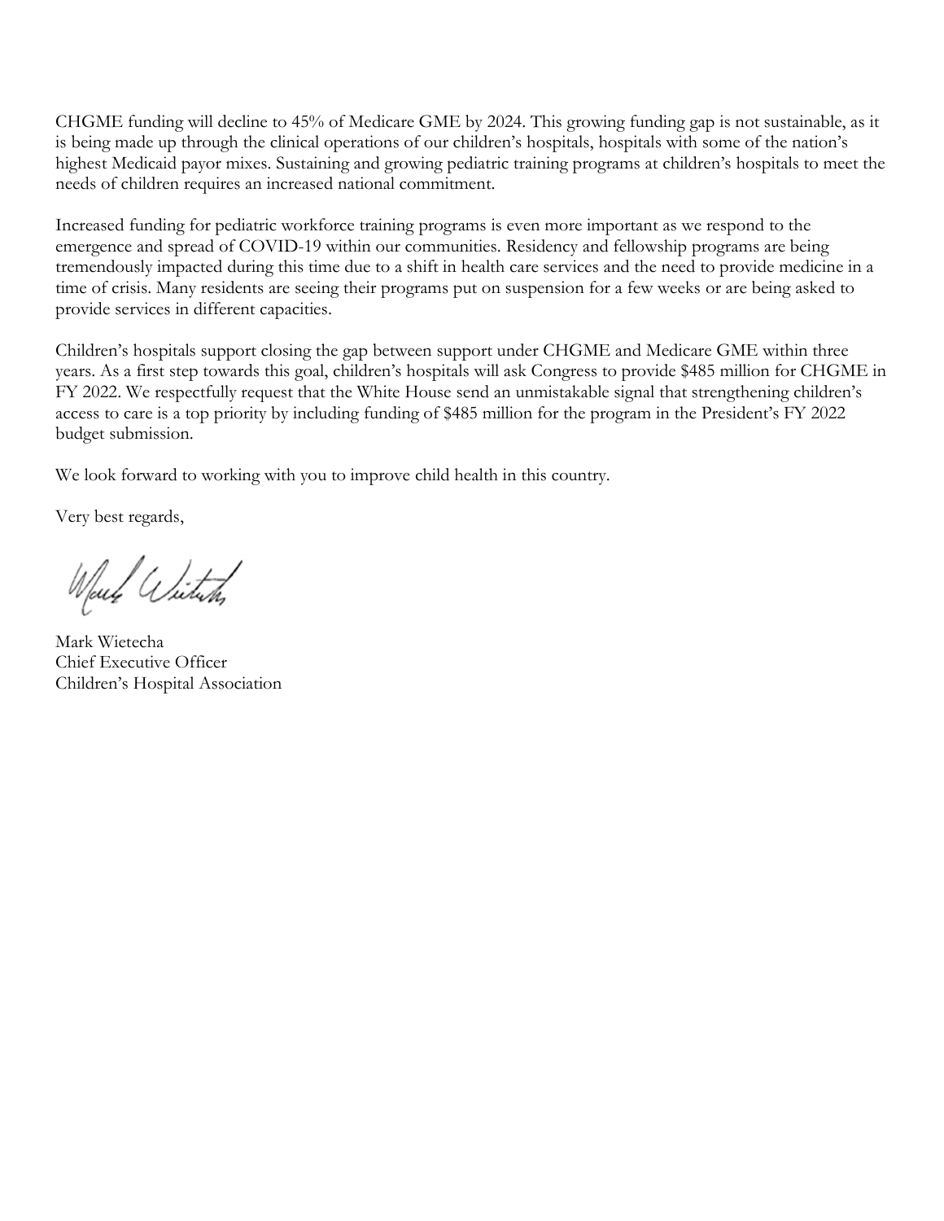CHGME funding will decline to 45% of Medicare GME by 2024. This growing funding gap is not sustainable, as it is being made up through the clinical operations of our children's hospitals, hospitals with some of the nation's highest Medicaid payor mixes. Sustaining and growing pediatric training programs at children's hospitals to meet the needs of children requires an increased national commitment.

Increased funding for pediatric workforce training programs is even more important as we respond to the emergence and spread of COVID-19 within our communities. Residency and fellowship programs are being tremendously impacted during this time due to a shift in health care services and the need to provide medicine in a time of crisis. Many residents are seeing their programs put on suspension for a few weeks or are being asked to provide services in different capacities.

Children's hospitals support closing the gap between support under CHGME and Medicare GME within three years. As a first step towards this goal, children's hospitals will ask Congress to provide $485 million for CHGME in FY 2022. We respectfully request that the White House send an unmistakable signal that strengthening children's access to care is a top priority by including funding of $485 million for the program in the President's FY 2022 budget submission.

We look forward to working with you to improve child health in this country.

Very best regards,

Mark Wietecha
Chief Executive Officer
Children's Hospital Association